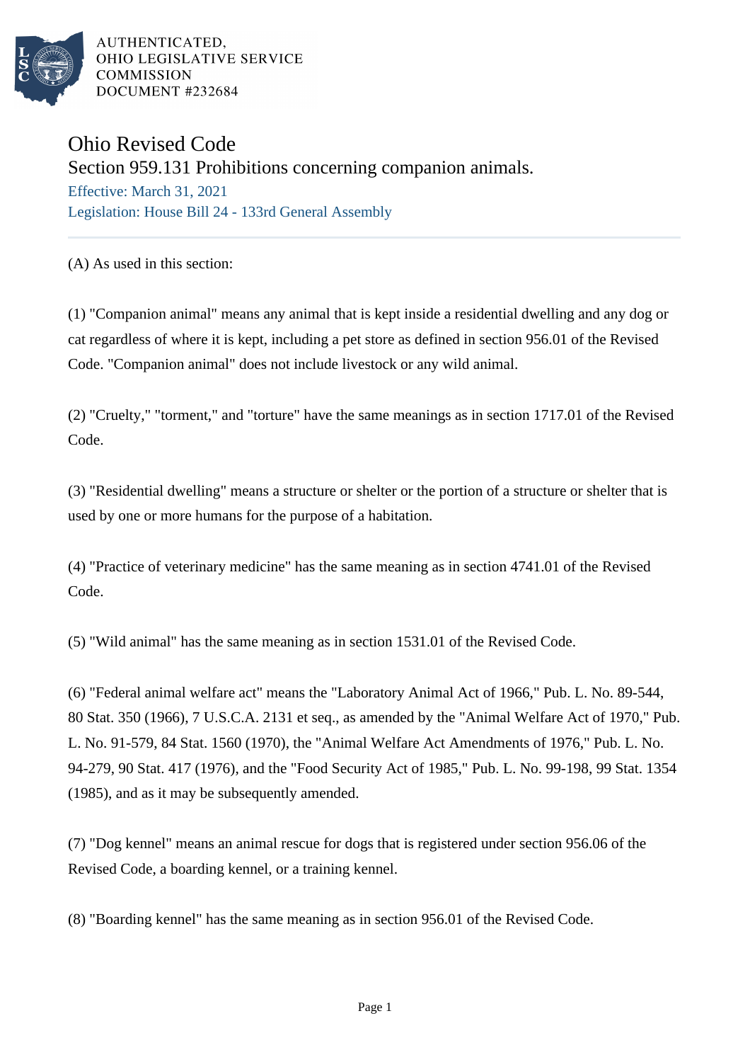AUTHENTICATED,
OHIO LEGISLATIVE SERVICE
COMMISSION
DOCUMENT #232684

# Ohio Revised Code

## Section 959.131 Prohibitions concerning companion animals.

Effective: March 31, 2021

Legislation: House Bill 24 - 133rd General Assembly

---

(A) As used in this section:

(1) "Companion animal" means any animal that is kept inside a residential dwelling and any dog or cat regardless of where it is kept, including a pet store as defined in section 956.01 of the Revised Code. "Companion animal" does not include livestock or any wild animal.

(2) "Cruelty," "torment," and "torture" have the same meanings as in section 1717.01 of the Revised Code.

(3) "Residential dwelling" means a structure or shelter or the portion of a structure or shelter that is used by one or more humans for the purpose of a habitation.

(4) "Practice of veterinary medicine" has the same meaning as in section 4741.01 of the Revised Code.

(5) "Wild animal" has the same meaning as in section 1531.01 of the Revised Code.

(6) "Federal animal welfare act" means the "Laboratory Animal Act of 1966," Pub. L. No. 89-544, 80 Stat. 350 (1966), 7 U.S.C.A. 2131 et seq., as amended by the "Animal Welfare Act of 1970," Pub. L. No. 91-579, 84 Stat. 1560 (1970), the "Animal Welfare Act Amendments of 1976," Pub. L. No. 94-279, 90 Stat. 417 (1976), and the "Food Security Act of 1985," Pub. L. No. 99-198, 99 Stat. 1354 (1985), and as it may be subsequently amended.

(7) "Dog kennel" means an animal rescue for dogs that is registered under section 956.06 of the Revised Code, a boarding kennel, or a training kennel.

(8) "Boarding kennel" has the same meaning as in section 956.01 of the Revised Code.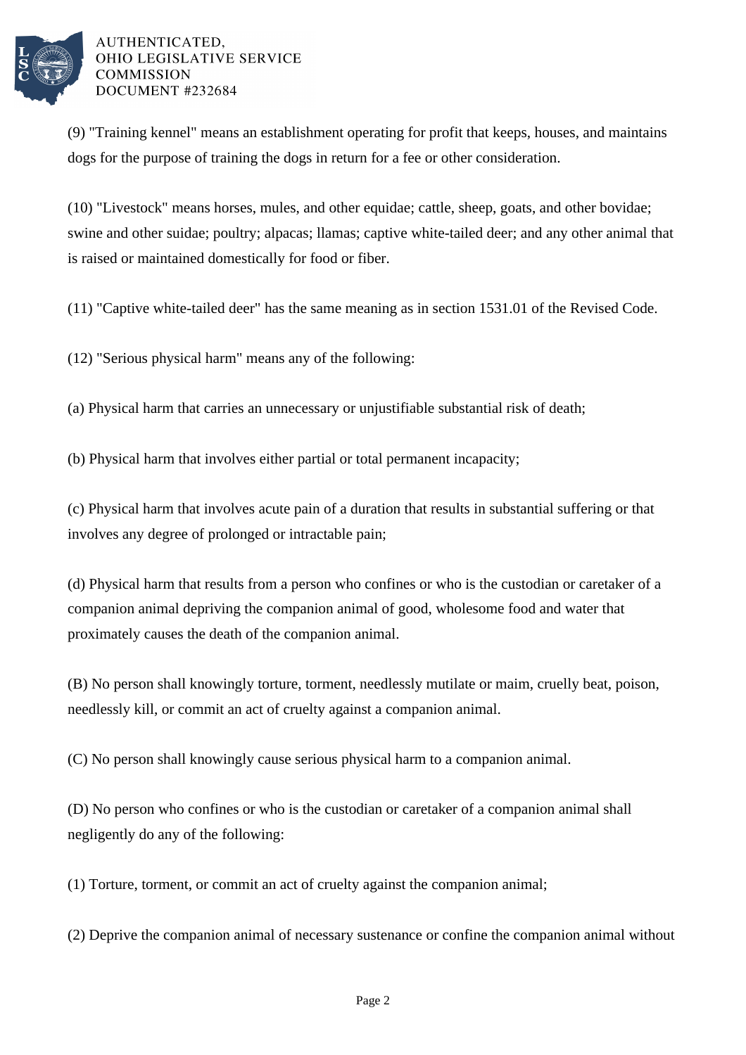(9) "Training kennel" means an establishment operating for profit that keeps, houses, and maintains dogs for the purpose of training the dogs in return for a fee or other consideration.

(10) "Livestock" means horses, mules, and other equidae; cattle, sheep, goats, and other bovidae; swine and other suidae; poultry; alpacas; llamas; captive white-tailed deer; and any other animal that is raised or maintained domestically for food or fiber.

(11) "Captive white-tailed deer" has the same meaning as in section 1531.01 of the Revised Code.

(12) "Serious physical harm" means any of the following:

(a) Physical harm that carries an unnecessary or unjustifiable substantial risk of death;

(b) Physical harm that involves either partial or total permanent incapacity;

(c) Physical harm that involves acute pain of a duration that results in substantial suffering or that involves any degree of prolonged or intractable pain;

(d) Physical harm that results from a person who confines or who is the custodian or caretaker of a companion animal depriving the companion animal of good, wholesome food and water that proximately causes the death of the companion animal.

(B) No person shall knowingly torture, torment, needlessly mutilate or maim, cruelly beat, poison, needlessly kill, or commit an act of cruelty against a companion animal.

(C) No person shall knowingly cause serious physical harm to a companion animal.

(D) No person who confines or who is the custodian or caretaker of a companion animal shall negligently do any of the following:

(1) Torture, torment, or commit an act of cruelty against the companion animal;

(2) Deprive the companion animal of necessary sustenance or confine the companion animal without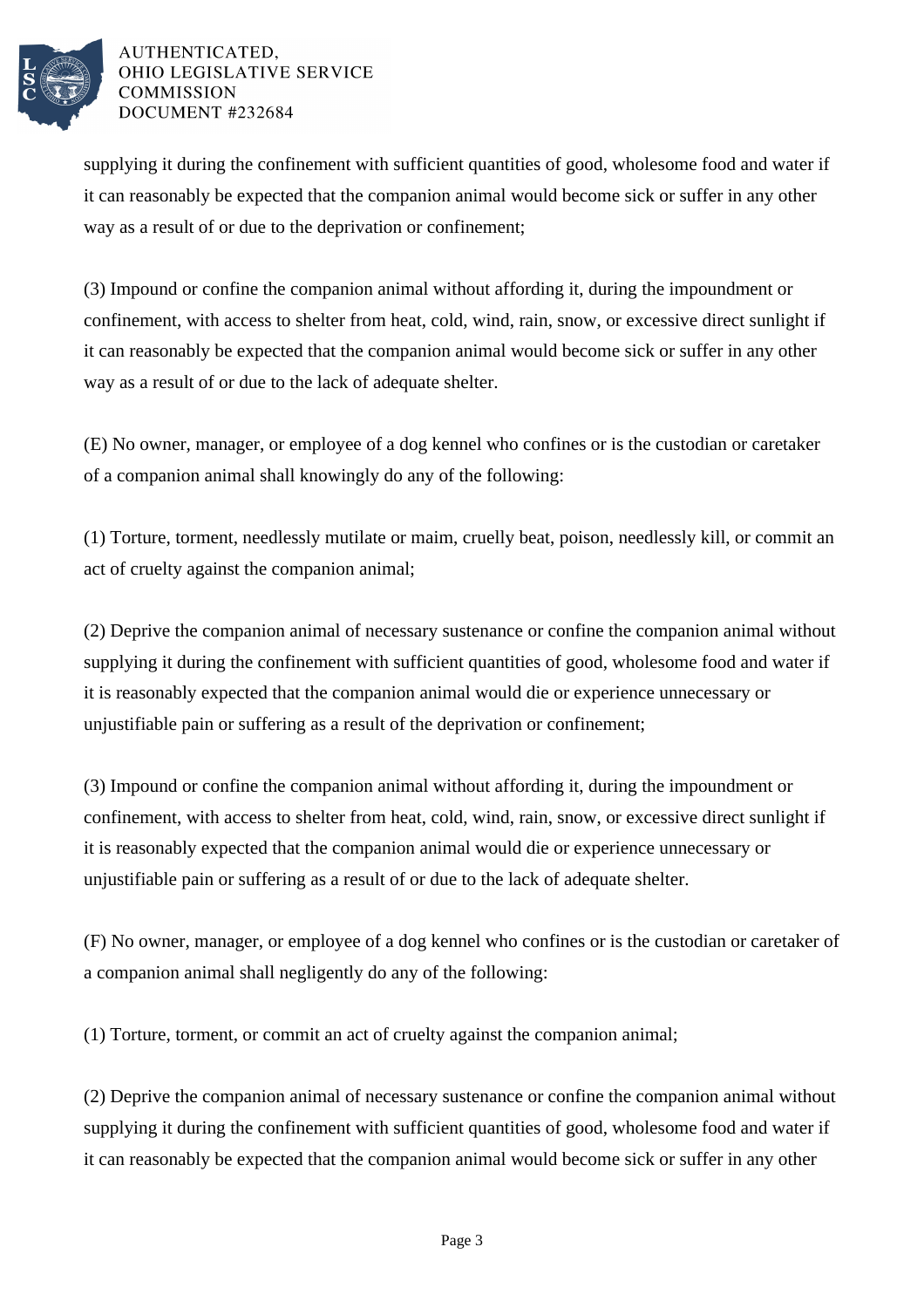supplying it during the confinement with sufficient quantities of good, wholesome food and water if it can reasonably be expected that the companion animal would become sick or suffer in any other way as a result of or due to the deprivation or confinement;

(3) Impound or confine the companion animal without affording it, during the impoundment or confinement, with access to shelter from heat, cold, wind, rain, snow, or excessive direct sunlight if it can reasonably be expected that the companion animal would become sick or suffer in any other way as a result of or due to the lack of adequate shelter.

(E) No owner, manager, or employee of a dog kennel who confines or is the custodian or caretaker of a companion animal shall knowingly do any of the following:

(1) Torture, torment, needlessly mutilate or maim, cruelly beat, poison, needlessly kill, or commit an act of cruelty against the companion animal;

(2) Deprive the companion animal of necessary sustenance or confine the companion animal without supplying it during the confinement with sufficient quantities of good, wholesome food and water if it is reasonably expected that the companion animal would die or experience unnecessary or unjustifiable pain or suffering as a result of the deprivation or confinement;

(3) Impound or confine the companion animal without affording it, during the impoundment or confinement, with access to shelter from heat, cold, wind, rain, snow, or excessive direct sunlight if it is reasonably expected that the companion animal would die or experience unnecessary or unjustifiable pain or suffering as a result of or due to the lack of adequate shelter.

(F) No owner, manager, or employee of a dog kennel who confines or is the custodian or caretaker of a companion animal shall negligently do any of the following:

(1) Torture, torment, or commit an act of cruelty against the companion animal;

(2) Deprive the companion animal of necessary sustenance or confine the companion animal without supplying it during the confinement with sufficient quantities of good, wholesome food and water if it can reasonably be expected that the companion animal would become sick or suffer in any other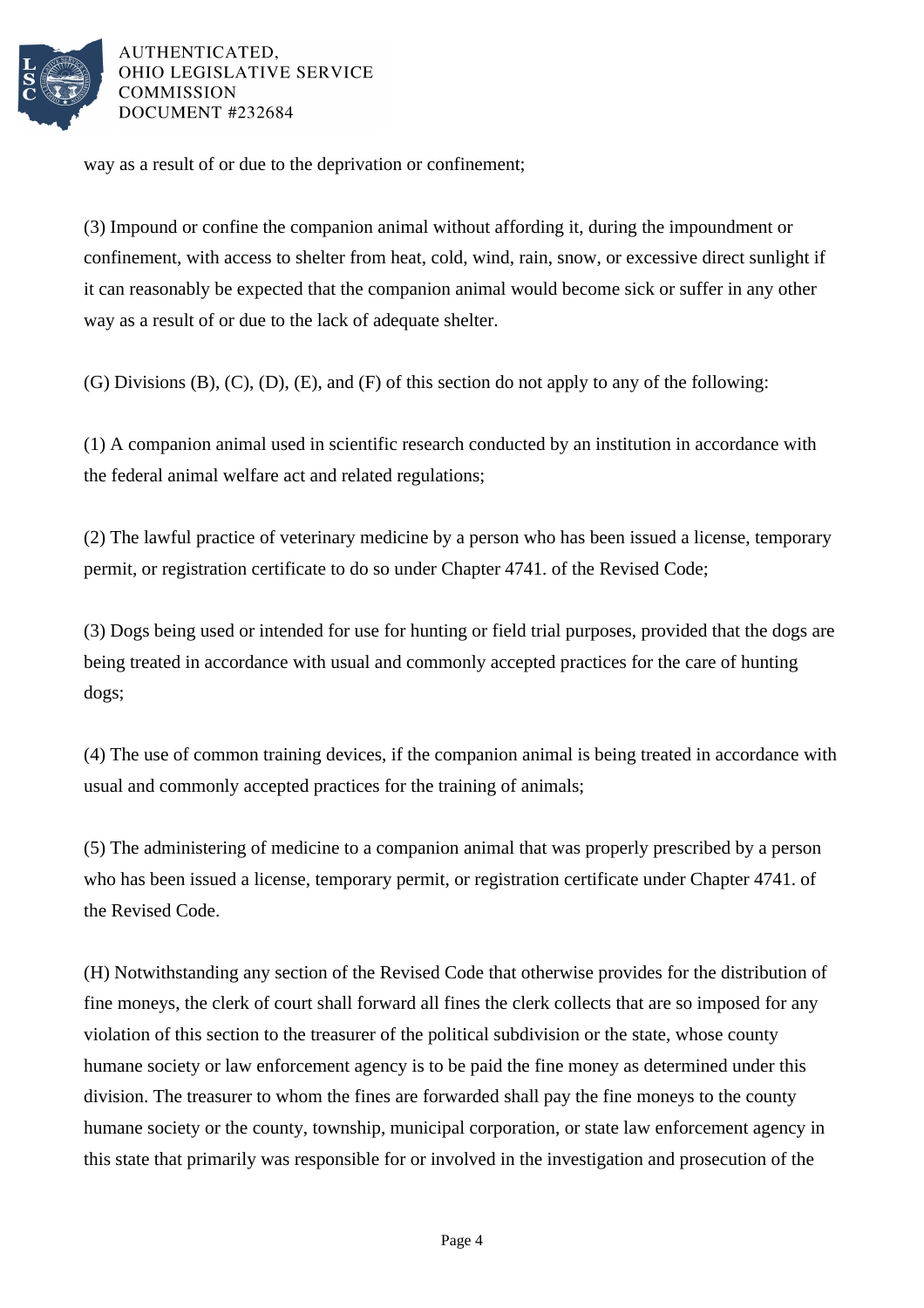way as a result of or due to the deprivation or confinement;

(3) Impound or confine the companion animal without affording it, during the impoundment or confinement, with access to shelter from heat, cold, wind, rain, snow, or excessive direct sunlight if it can reasonably be expected that the companion animal would become sick or suffer in any other way as a result of or due to the lack of adequate shelter.

(G) Divisions (B), (C), (D), (E), and (F) of this section do not apply to any of the following:

(1) A companion animal used in scientific research conducted by an institution in accordance with the federal animal welfare act and related regulations;

(2) The lawful practice of veterinary medicine by a person who has been issued a license, temporary permit, or registration certificate to do so under Chapter 4741. of the Revised Code;

(3) Dogs being used or intended for use for hunting or field trial purposes, provided that the dogs are being treated in accordance with usual and commonly accepted practices for the care of hunting dogs;

(4) The use of common training devices, if the companion animal is being treated in accordance with usual and commonly accepted practices for the training of animals;

(5) The administering of medicine to a companion animal that was properly prescribed by a person who has been issued a license, temporary permit, or registration certificate under Chapter 4741. of the Revised Code.

(H) Notwithstanding any section of the Revised Code that otherwise provides for the distribution of fine moneys, the clerk of court shall forward all fines the clerk collects that are so imposed for any violation of this section to the treasurer of the political subdivision or the state, whose county humane society or law enforcement agency is to be paid the fine money as determined under this division. The treasurer to whom the fines are forwarded shall pay the fine moneys to the county humane society or the county, township, municipal corporation, or state law enforcement agency in this state that primarily was responsible for or involved in the investigation and prosecution of the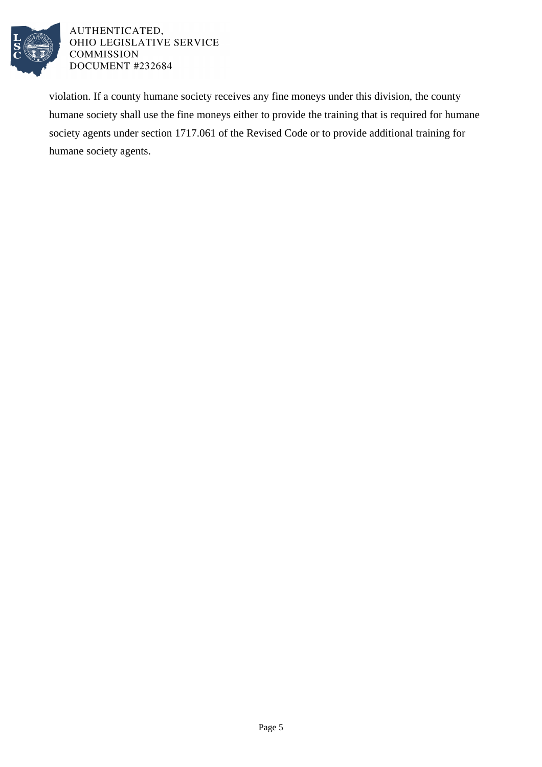violation. If a county humane society receives any fine moneys under this division, the county humane society shall use the fine moneys either to provide the training that is required for humane society agents under section 1717.061 of the Revised Code or to provide additional training for humane society agents.